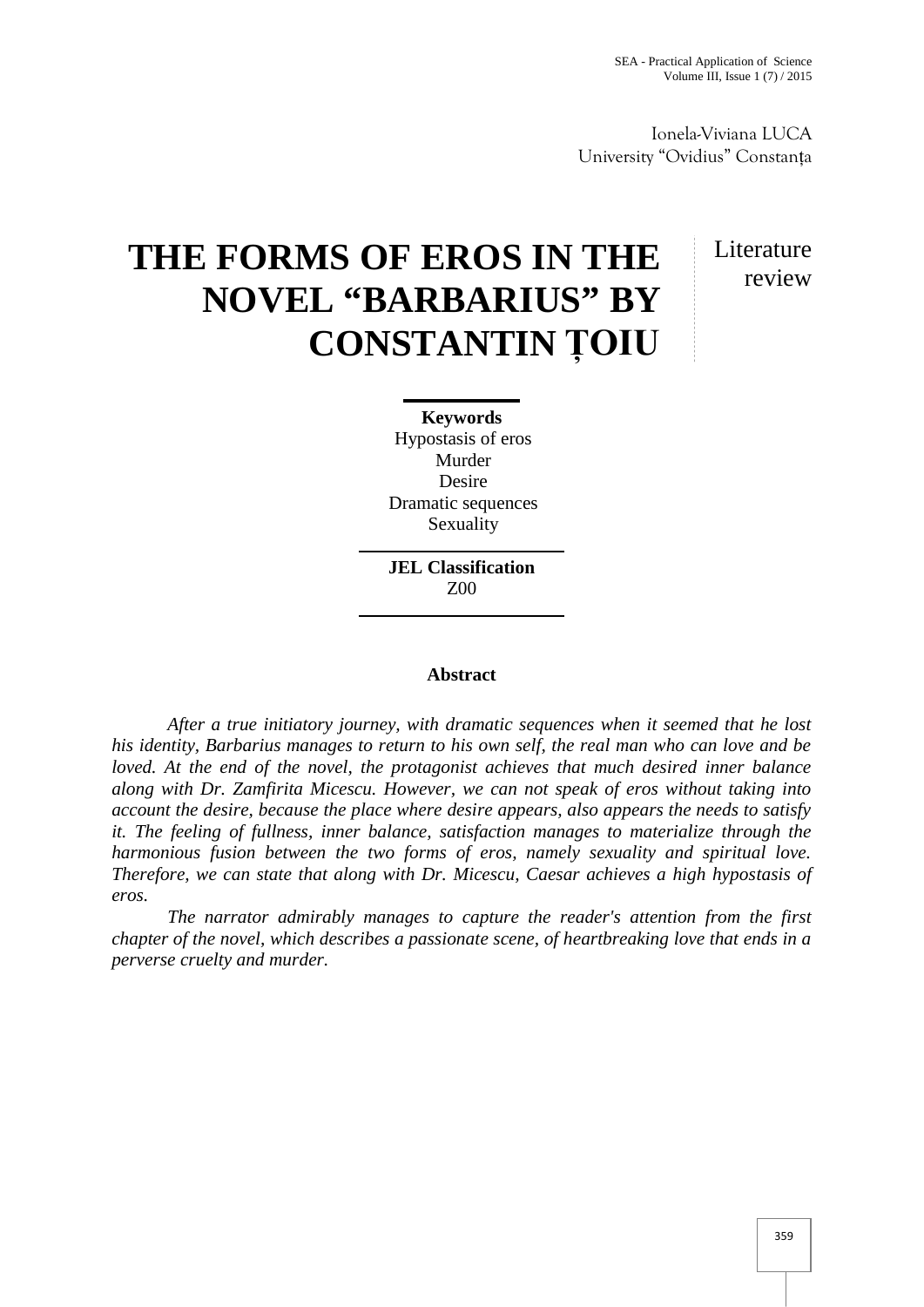Ionela-Viviana LUCA
University "Ovidius" Constanța

# THE FORMS OF EROS IN THE NOVEL "BARBARIUS" BY CONSTANTIN ȚOIU

Literature review

**Keywords**
Hypostasis of eros
Murder
Desire
Dramatic sequences
Sexuality

**JEL Classification**
Z00

## Abstract

*After a true initiatory journey, with dramatic sequences when it seemed that he lost his identity, Barbarius manages to return to his own self, the real man who can love and be loved. At the end of the novel, the protagonist achieves that much desired inner balance along with Dr. Zamfirita Micescu. However, we can not speak of eros without taking into account the desire, because the place where desire appears, also appears the needs to satisfy it. The feeling of fullness, inner balance, satisfaction manages to materialize through the harmonious fusion between the two forms of eros, namely sexuality and spiritual love. Therefore, we can state that along with Dr. Micescu, Caesar achieves a high hypostasis of eros.*

*The narrator admirably manages to capture the reader's attention from the first chapter of the novel, which describes a passionate scene, of heartbreaking love that ends in a perverse cruelty and murder.*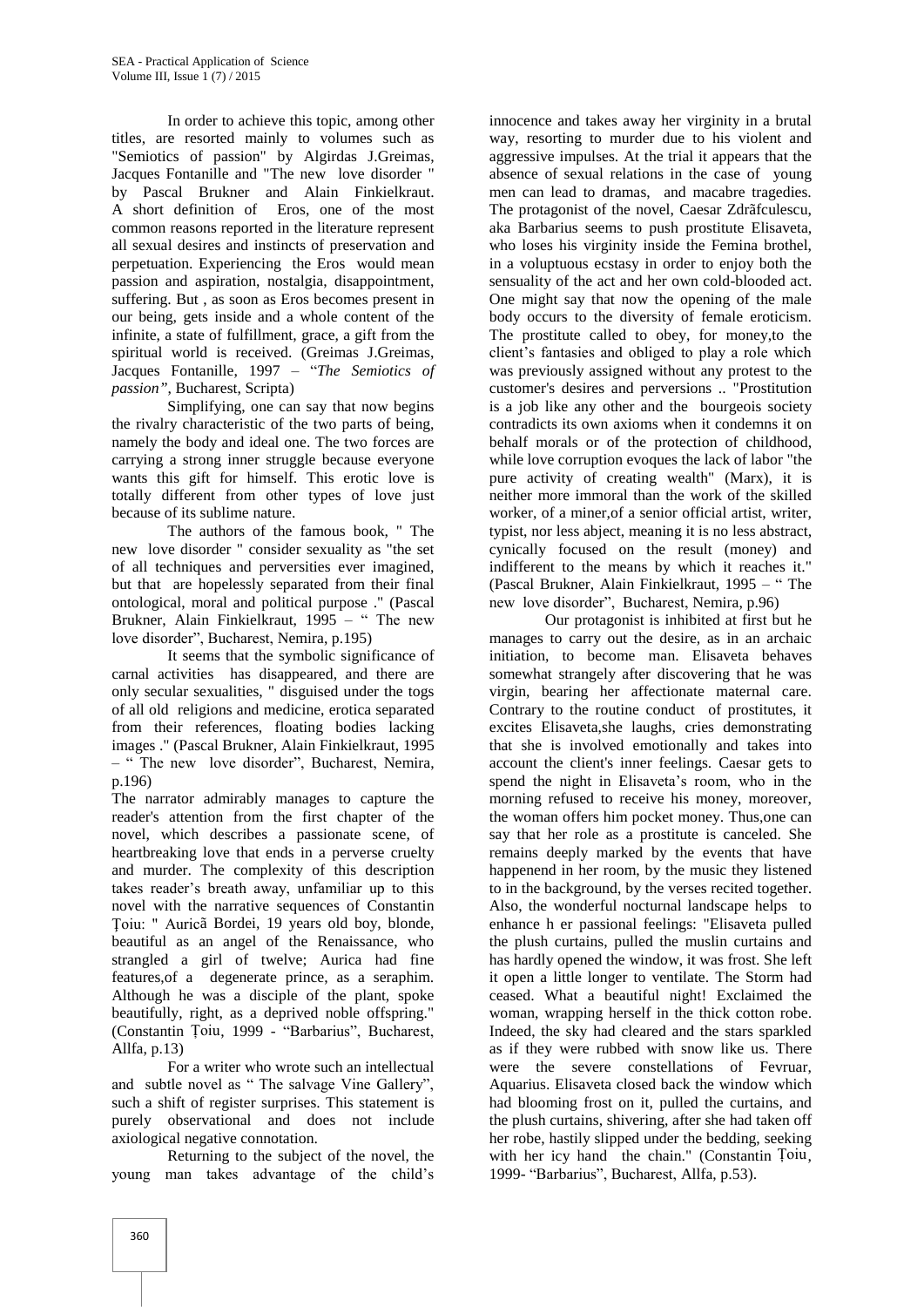In order to achieve this topic, among other titles, are resorted mainly to volumes such as "Semiotics of passion" by Algirdas J.Greimas, Jacques Fontanille and "The new love disorder " by Pascal Brukner and Alain Finkielkraut. A short definition of Eros, one of the most common reasons reported in the literature represent all sexual desires and instincts of preservation and perpetuation. Experiencing the Eros would mean passion and aspiration, nostalgia, disappointment, suffering. But , as soon as Eros becomes present in our being, gets inside and a whole content of the infinite, a state of fulfillment, grace, a gift from the spiritual world is received. (Greimas J.Greimas, Jacques Fontanille, 1997 – "*The Semiotics of passion"*, Bucharest, Scripta)

Simplifying, one can say that now begins the rivalry characteristic of the two parts of being, namely the body and ideal one. The two forces are carrying a strong inner struggle because everyone wants this gift for himself. This erotic love is totally different from other types of love just because of its sublime nature.

The authors of the famous book, " The new love disorder " consider sexuality as "the set of all techniques and perversities ever imagined, but that are hopelessly separated from their final ontological, moral and political purpose ." (Pascal Brukner, Alain Finkielkraut, 1995 – " The new love disorder", Bucharest, Nemira, p.195)

It seems that the symbolic significance of carnal activities has disappeared, and there are only secular sexualities, " disguised under the togs of all old religions and medicine, erotica separated from their references, floating bodies lacking images ." (Pascal Brukner, Alain Finkielkraut, 1995 – " The new love disorder", Bucharest, Nemira, p.196)

The narrator admirably manages to capture the reader's attention from the first chapter of the novel, which describes a passionate scene, of heartbreaking love that ends in a perverse cruelty and murder. The complexity of this description takes reader's breath away, unfamiliar up to this novel with the narrative sequences of Constantin Țoiu: " Auricã Bordei, 19 years old boy, blonde, beautiful as an angel of the Renaissance, who strangled a girl of twelve; Aurica had fine features,of a degenerate prince, as a seraphim. Although he was a disciple of the plant, spoke beautifully, right, as a deprived noble offspring." (Constantin Țoiu, 1999 - "Barbarius", Bucharest, Allfa, p.13)

For a writer who wrote such an intellectual and subtle novel as " The salvage Vine Gallery", such a shift of register surprises. This statement is purely observational and does not include axiological negative connotation.

Returning to the subject of the novel, the young man takes advantage of the child's innocence and takes away her virginity in a brutal way, resorting to murder due to his violent and aggressive impulses. At the trial it appears that the absence of sexual relations in the case of young men can lead to dramas, and macabre tragedies. The protagonist of the novel, Caesar Zdrãfculescu, aka Barbarius seems to push prostitute Elisaveta, who loses his virginity inside the Femina brothel, in a voluptuous ecstasy in order to enjoy both the sensuality of the act and her own cold-blooded act. One might say that now the opening of the male body occurs to the diversity of female eroticism. The prostitute called to obey, for money,to the client's fantasies and obliged to play a role which was previously assigned without any protest to the customer's desires and perversions .. "Prostitution is a job like any other and the bourgeois society contradicts its own axioms when it condemns it on behalf morals or of the protection of childhood, while love corruption evoques the lack of labor "the pure activity of creating wealth" (Marx), it is neither more immoral than the work of the skilled worker, of a miner,of a senior official artist, writer, typist, nor less abject, meaning it is no less abstract, cynically focused on the result (money) and indifferent to the means by which it reaches it." (Pascal Brukner, Alain Finkielkraut, 1995 – " The new love disorder", Bucharest, Nemira, p.96)

Our protagonist is inhibited at first but he manages to carry out the desire, as in an archaic initiation, to become man. Elisaveta behaves somewhat strangely after discovering that he was virgin, bearing her affectionate maternal care. Contrary to the routine conduct of prostitutes, it excites Elisaveta,she laughs, cries demonstrating that she is involved emotionally and takes into account the client's inner feelings. Caesar gets to spend the night in Elisaveta's room, who in the morning refused to receive his money, moreover, the woman offers him pocket money. Thus,one can say that her role as a prostitute is canceled. She remains deeply marked by the events that have happenend in her room, by the music they listened to in the background, by the verses recited together. Also, the wonderful nocturnal landscape helps to enhance h er passional feelings: "Elisaveta pulled the plush curtains, pulled the muslin curtains and has hardly opened the window, it was frost. She left it open a little longer to ventilate. The Storm had ceased. What a beautiful night! Exclaimed the woman, wrapping herself in the thick cotton robe. Indeed, the sky had cleared and the stars sparkled as if they were rubbed with snow like us. There were the severe constellations of Fevruar, Aquarius. Elisaveta closed back the window which had blooming frost on it, pulled the curtains, and the plush curtains, shivering, after she had taken off her robe, hastily slipped under the bedding, seeking with her icy hand the chain." (Constantin Țoiu, 1999- "Barbarius", Bucharest, Allfa, p.53).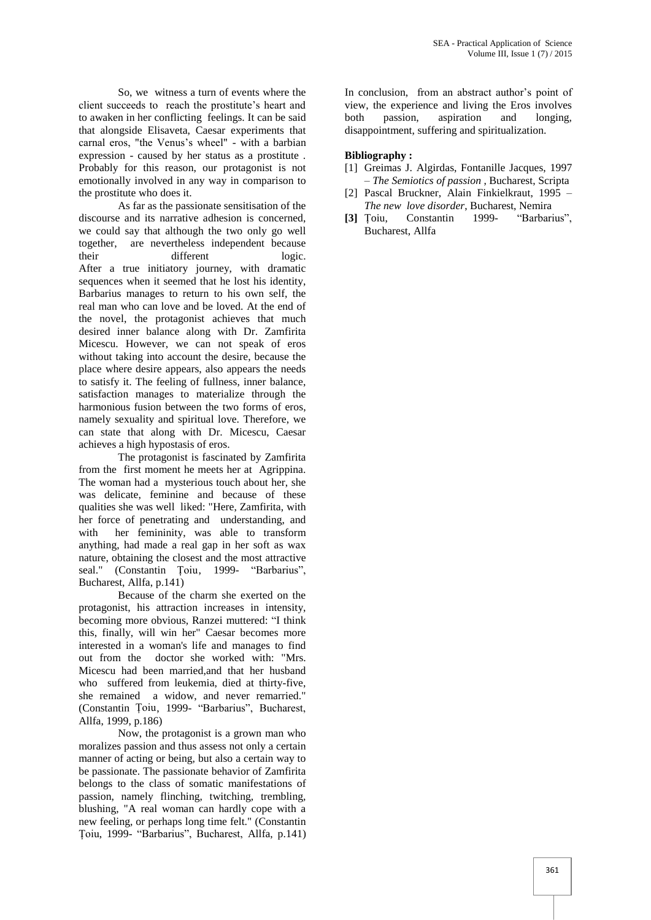So, we witness a turn of events where the client succeeds to reach the prostitute's heart and to awaken in her conflicting feelings. It can be said that alongside Elisaveta, Caesar experiments that carnal eros, "the Venus's wheel" - with a barbian expression - caused by her status as a prostitute . Probably for this reason, our protagonist is not emotionally involved in any way in comparison to the prostitute who does it.

As far as the passionate sensitisation of the discourse and its narrative adhesion is concerned, we could say that although the two only go well together, are nevertheless independent because their different logic.
After a true initiatory journey, with dramatic sequences when it seemed that he lost his identity, Barbarius manages to return to his own self, the real man who can love and be loved. At the end of the novel, the protagonist achieves that much desired inner balance along with Dr. Zamfirita Micescu. However, we can not speak of eros without taking into account the desire, because the place where desire appears, also appears the needs to satisfy it. The feeling of fullness, inner balance, satisfaction manages to materialize through the harmonious fusion between the two forms of eros, namely sexuality and spiritual love. Therefore, we can state that along with Dr. Micescu, Caesar achieves a high hypostasis of eros.

The protagonist is fascinated by Zamfirita from the first moment he meets her at Agrippina. The woman had a mysterious touch about her, she was delicate, feminine and because of these qualities she was well liked: "Here, Zamfirita, with her force of penetrating and understanding, and with her femininity, was able to transform anything, had made a real gap in her soft as wax nature, obtaining the closest and the most attractive seal." (Constantin Țoiu, 1999- "Barbarius", Bucharest, Allfa, p.141)

Because of the charm she exerted on the protagonist, his attraction increases in intensity, becoming more obvious, Ranzei muttered: "I think this, finally, will win her" Caesar becomes more interested in a woman's life and manages to find out from the doctor she worked with: "Mrs. Micescu had been married,and that her husband who suffered from leukemia, died at thirty-five, she remained a widow, and never remarried." (Constantin Țoiu, 1999- "Barbarius", Bucharest, Allfa, 1999, p.186)

Now, the protagonist is a grown man who moralizes passion and thus assess not only a certain manner of acting or being, but also a certain way to be passionate. The passionate behavior of Zamfirita belongs to the class of somatic manifestations of passion, namely flinching, twitching, trembling, blushing, "A real woman can hardly cope with a new feeling, or perhaps long time felt." (Constantin Țoiu, 1999- "Barbarius", Bucharest, Allfa, p.141)

In conclusion, from an abstract author's point of view, the experience and living the Eros involves both passion, aspiration and longing, disappointment, suffering and spiritualization.

**Bibliography :**

[1] Greimas J. Algirdas, Fontanille Jacques, 1997 – *The Semiotics of passion* , Bucharest, Scripta

[2] Pascal Bruckner, Alain Finkielkraut, 1995 – *The new love disorder*, Bucharest, Nemira

**[3]** Țoiu, Constantin 1999- "Barbarius", Bucharest, Allfa